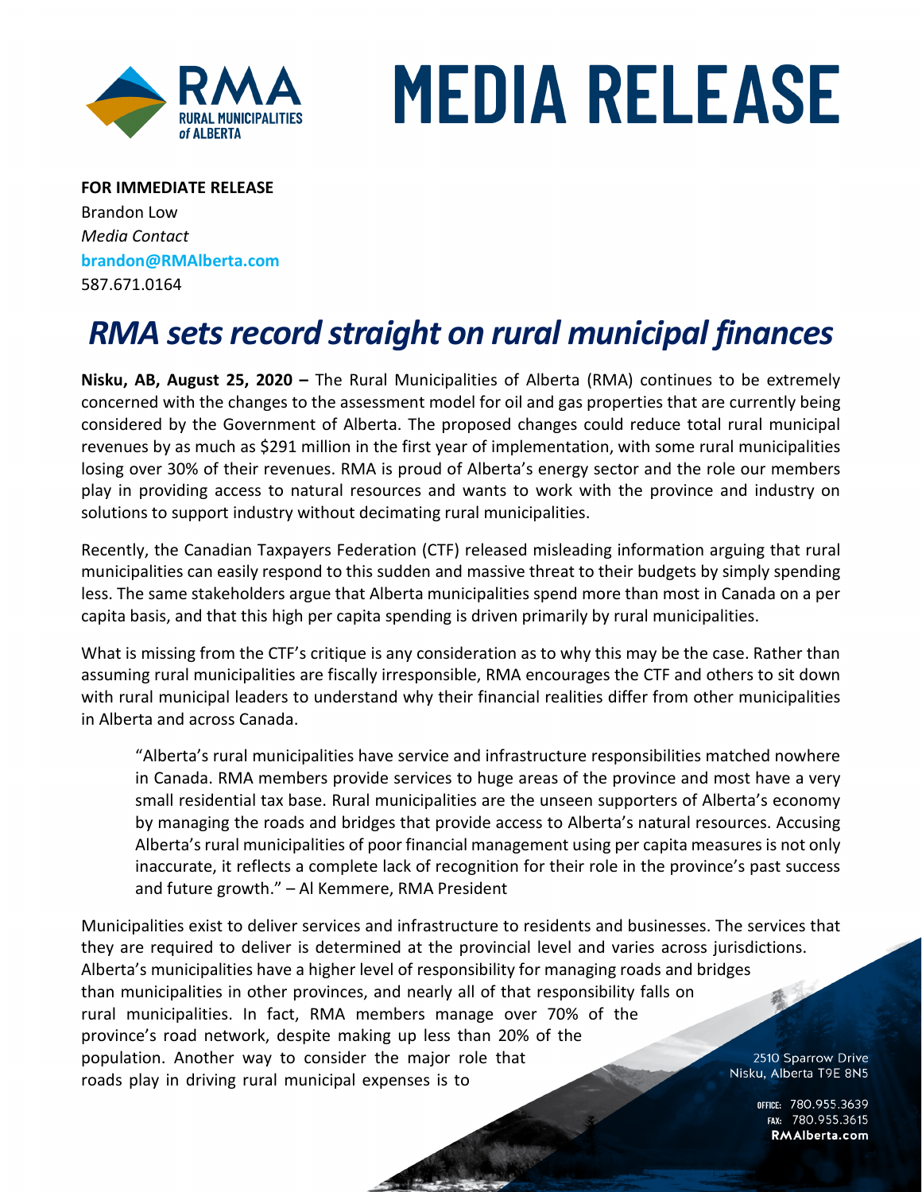# MEDIA RELEASE

**FOR IMMEDIATE RELEASE**
Brandon Low
*Media Contact*
**brandon@RMAlberta.com**
587.671.0164

## *RMA sets record straight on rural municipal finances*

**Nisku, AB, August 25, 2020 –** The Rural Municipalities of Alberta (RMA) continues to be extremely concerned with the changes to the assessment model for oil and gas properties that are currently being considered by the Government of Alberta. The proposed changes could reduce total rural municipal revenues by as much as $291 million in the first year of implementation, with some rural municipalities losing over 30% of their revenues. RMA is proud of Alberta's energy sector and the role our members play in providing access to natural resources and wants to work with the province and industry on solutions to support industry without decimating rural municipalities.

Recently, the Canadian Taxpayers Federation (CTF) released misleading information arguing that rural municipalities can easily respond to this sudden and massive threat to their budgets by simply spending less. The same stakeholders argue that Alberta municipalities spend more than most in Canada on a per capita basis, and that this high per capita spending is driven primarily by rural municipalities.

What is missing from the CTF's critique is any consideration as to why this may be the case. Rather than assuming rural municipalities are fiscally irresponsible, RMA encourages the CTF and others to sit down with rural municipal leaders to understand why their financial realities differ from other municipalities in Alberta and across Canada.

> "Alberta's rural municipalities have service and infrastructure responsibilities matched nowhere in Canada. RMA members provide services to huge areas of the province and most have a very small residential tax base. Rural municipalities are the unseen supporters of Alberta's economy by managing the roads and bridges that provide access to Alberta's natural resources. Accusing Alberta's rural municipalities of poor financial management using per capita measures is not only inaccurate, it reflects a complete lack of recognition for their role in the province's past success and future growth." – Al Kemmere, RMA President

Municipalities exist to deliver services and infrastructure to residents and businesses. The services that they are required to deliver is determined at the provincial level and varies across jurisdictions. Alberta's municipalities have a higher level of responsibility for managing roads and bridges than municipalities in other provinces, and nearly all of that responsibility falls on rural municipalities. In fact, RMA members manage over 70% of the province's road network, despite making up less than 20% of the population. Another way to consider the major role that roads play in driving rural municipal expenses is to

2510 Sparrow Drive
Nisku, Alberta T9E 8N5

OFFICE: 780.955.3639
FAX: 780.955.3615
**RMAlberta.com**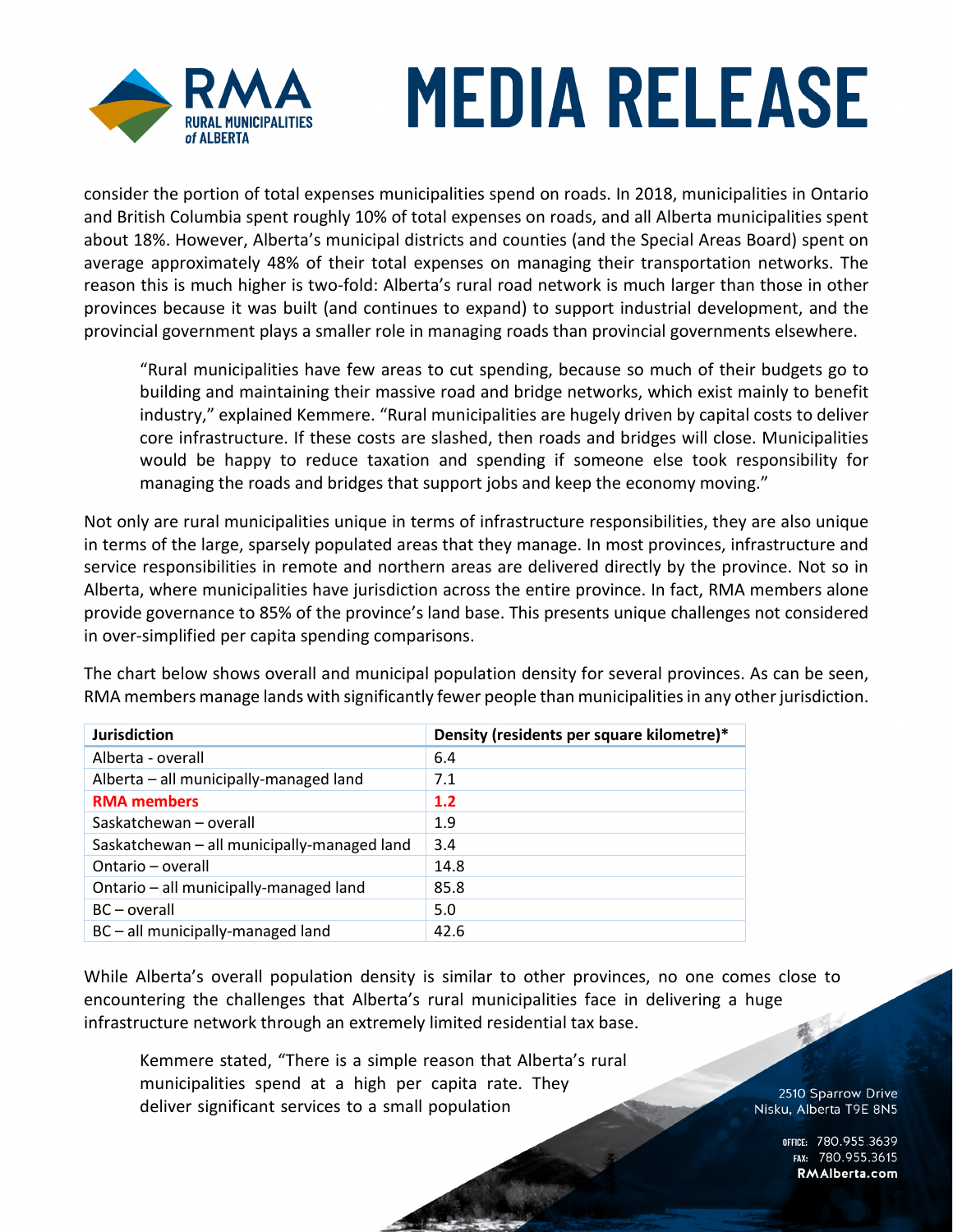consider the portion of total expenses municipalities spend on roads. In 2018, municipalities in Ontario and British Columbia spent roughly 10% of total expenses on roads, and all Alberta municipalities spent about 18%. However, Alberta's municipal districts and counties (and the Special Areas Board) spent on average approximately 48% of their total expenses on managing their transportation networks. The reason this is much higher is two-fold: Alberta's rural road network is much larger than those in other provinces because it was built (and continues to expand) to support industrial development, and the provincial government plays a smaller role in managing roads than provincial governments elsewhere.

> "Rural municipalities have few areas to cut spending, because so much of their budgets go to building and maintaining their massive road and bridge networks, which exist mainly to benefit industry," explained Kemmere. "Rural municipalities are hugely driven by capital costs to deliver core infrastructure. If these costs are slashed, then roads and bridges will close. Municipalities would be happy to reduce taxation and spending if someone else took responsibility for managing the roads and bridges that support jobs and keep the economy moving."

Not only are rural municipalities unique in terms of infrastructure responsibilities, they are also unique in terms of the large, sparsely populated areas that they manage. In most provinces, infrastructure and service responsibilities in remote and northern areas are delivered directly by the province. Not so in Alberta, where municipalities have jurisdiction across the entire province. In fact, RMA members alone provide governance to 85% of the province's land base. This presents unique challenges not considered in over-simplified per capita spending comparisons.

The chart below shows overall and municipal population density for several provinces. As can be seen, RMA members manage lands with significantly fewer people than municipalities in any other jurisdiction.

| **Jurisdiction** | **Density (residents per square kilometre)*** |
|---|---|
| Alberta - overall | 6.4 |
| Alberta – all municipally-managed land | 7.1 |
| **RMA members** | **1.2** |
| Saskatchewan – overall | 1.9 |
| Saskatchewan – all municipally-managed land | 3.4 |
| Ontario – overall | 14.8 |
| Ontario – all municipally-managed land | 85.8 |
| BC – overall | 5.0 |
| BC – all municipally-managed land | 42.6 |

While Alberta's overall population density is similar to other provinces, no one comes close to encountering the challenges that Alberta's rural municipalities face in delivering a huge infrastructure network through an extremely limited residential tax base.

> Kemmere stated, "There is a simple reason that Alberta's rural municipalities spend at a high per capita rate. They deliver significant services to a small population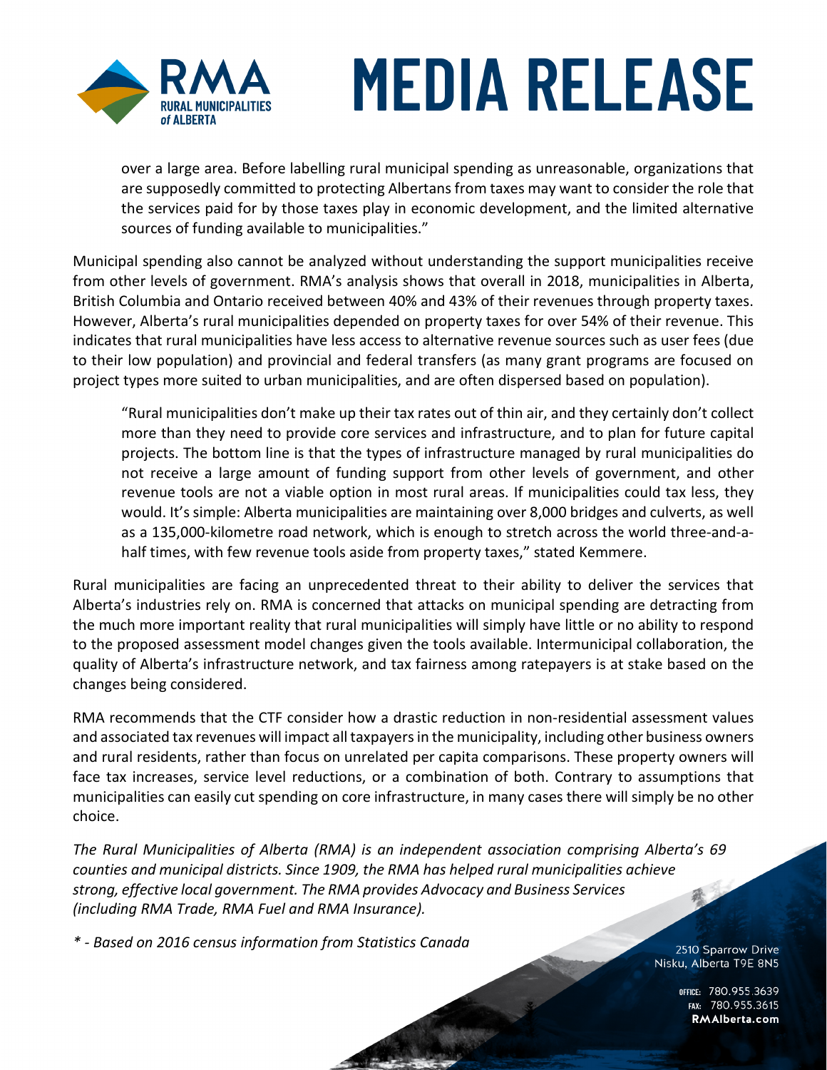over a large area. Before labelling rural municipal spending as unreasonable, organizations that are supposedly committed to protecting Albertans from taxes may want to consider the role that the services paid for by those taxes play in economic development, and the limited alternative sources of funding available to municipalities."

Municipal spending also cannot be analyzed without understanding the support municipalities receive from other levels of government. RMA's analysis shows that overall in 2018, municipalities in Alberta, British Columbia and Ontario received between 40% and 43% of their revenues through property taxes. However, Alberta's rural municipalities depended on property taxes for over 54% of their revenue. This indicates that rural municipalities have less access to alternative revenue sources such as user fees (due to their low population) and provincial and federal transfers (as many grant programs are focused on project types more suited to urban municipalities, and are often dispersed based on population).

> "Rural municipalities don't make up their tax rates out of thin air, and they certainly don't collect more than they need to provide core services and infrastructure, and to plan for future capital projects. The bottom line is that the types of infrastructure managed by rural municipalities do not receive a large amount of funding support from other levels of government, and other revenue tools are not a viable option in most rural areas. If municipalities could tax less, they would. It's simple: Alberta municipalities are maintaining over 8,000 bridges and culverts, as well as a 135,000-kilometre road network, which is enough to stretch across the world three-and-a-half times, with few revenue tools aside from property taxes," stated Kemmere.

Rural municipalities are facing an unprecedented threat to their ability to deliver the services that Alberta's industries rely on. RMA is concerned that attacks on municipal spending are detracting from the much more important reality that rural municipalities will simply have little or no ability to respond to the proposed assessment model changes given the tools available. Intermunicipal collaboration, the quality of Alberta's infrastructure network, and tax fairness among ratepayers is at stake based on the changes being considered.

RMA recommends that the CTF consider how a drastic reduction in non-residential assessment values and associated tax revenues will impact all taxpayers in the municipality, including other business owners and rural residents, rather than focus on unrelated per capita comparisons. These property owners will face tax increases, service level reductions, or a combination of both. Contrary to assumptions that municipalities can easily cut spending on core infrastructure, in many cases there will simply be no other choice.

*The Rural Municipalities of Alberta (RMA) is an independent association comprising Alberta's 69 counties and municipal districts. Since 1909, the RMA has helped rural municipalities achieve strong, effective local government. The RMA provides Advocacy and Business Services (including RMA Trade, RMA Fuel and RMA Insurance).*

*\* - Based on 2016 census information from Statistics Canada*

2510 Sparrow Drive
Nisku, Alberta T9E 8N5

OFFICE: 780.955.3639
FAX: 780.955.3615
**RMAlberta.com**